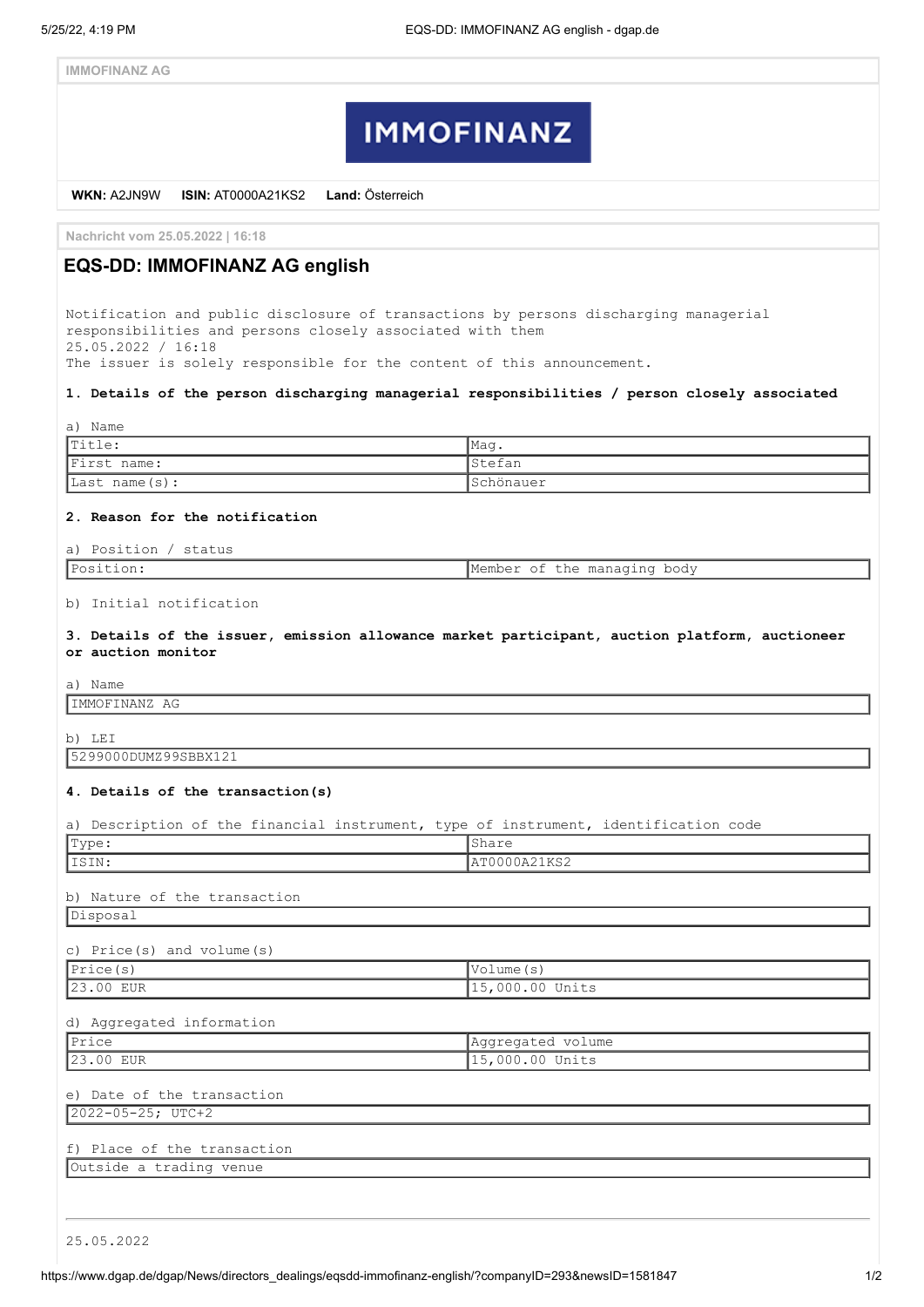IMMOFINANZ AG

IMMOFINANZ

**WKN:** A2JN9W **ISIN:** AT0000A21KS2 **Land:** Österreich

Nachricht vom 25.05.2022 | 16:18

# EQS-DD: IMMOFINANZ AG english

Notification and public disclosure of transactions by persons discharging managerial responsibilities and persons closely associated with them
25.05.2022 / 16:18
The issuer is solely responsible for the content of this announcement.

**1. Details of the person discharging managerial responsibilities / person closely associated**

a) Name

| | |
|---|---|
| Title: | Mag. |
| First name: | Stefan |
| Last name(s): | Schönauer |

**2. Reason for the notification**

a) Position / status

| | |
|---|---|
| Position: | Member of the managing body |

b) Initial notification

**3. Details of the issuer, emission allowance market participant, auction platform, auctioneer or auction monitor**

a) Name

IMMOFINANZ AG

b) LEI

5299000DUMZ99SBBX121

**4. Details of the transaction(s)**

a) Description of the financial instrument, type of instrument, identification code

| | |
|---|---|
| Type: | Share |
| ISIN: | AT0000A21KS2 |

b) Nature of the transaction

Disposal

c) Price(s) and volume(s)

| Price(s) | Volume(s) |
|---|---|
| 23.00 EUR | 15,000.00 Units |

d) Aggregated information

| Price | Aggregated volume |
|---|---|
| 23.00 EUR | 15,000.00 Units |

e) Date of the transaction

2022-05-25; UTC+2

f) Place of the transaction

Outside a trading venue

---

25.05.2022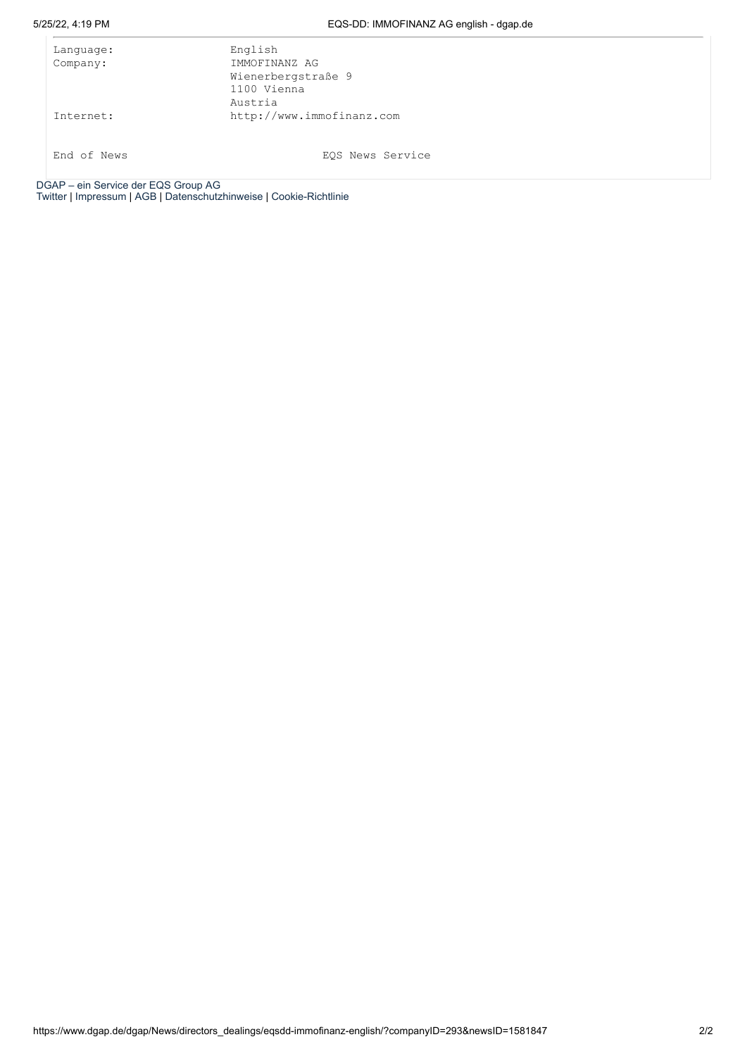| | |
|---|---|
| Language: | English |
| Company: | IMMOFINANZ AG<br>Wienerbergstraße 9<br>1100 Vienna<br>Austria |
| Internet: | http://www.immofinanz.com |

End of News EQS News Service

DGAP – ein Service der EQS Group AG
Twitter | Impressum | AGB | Datenschutzhinweise | Cookie-Richtlinie